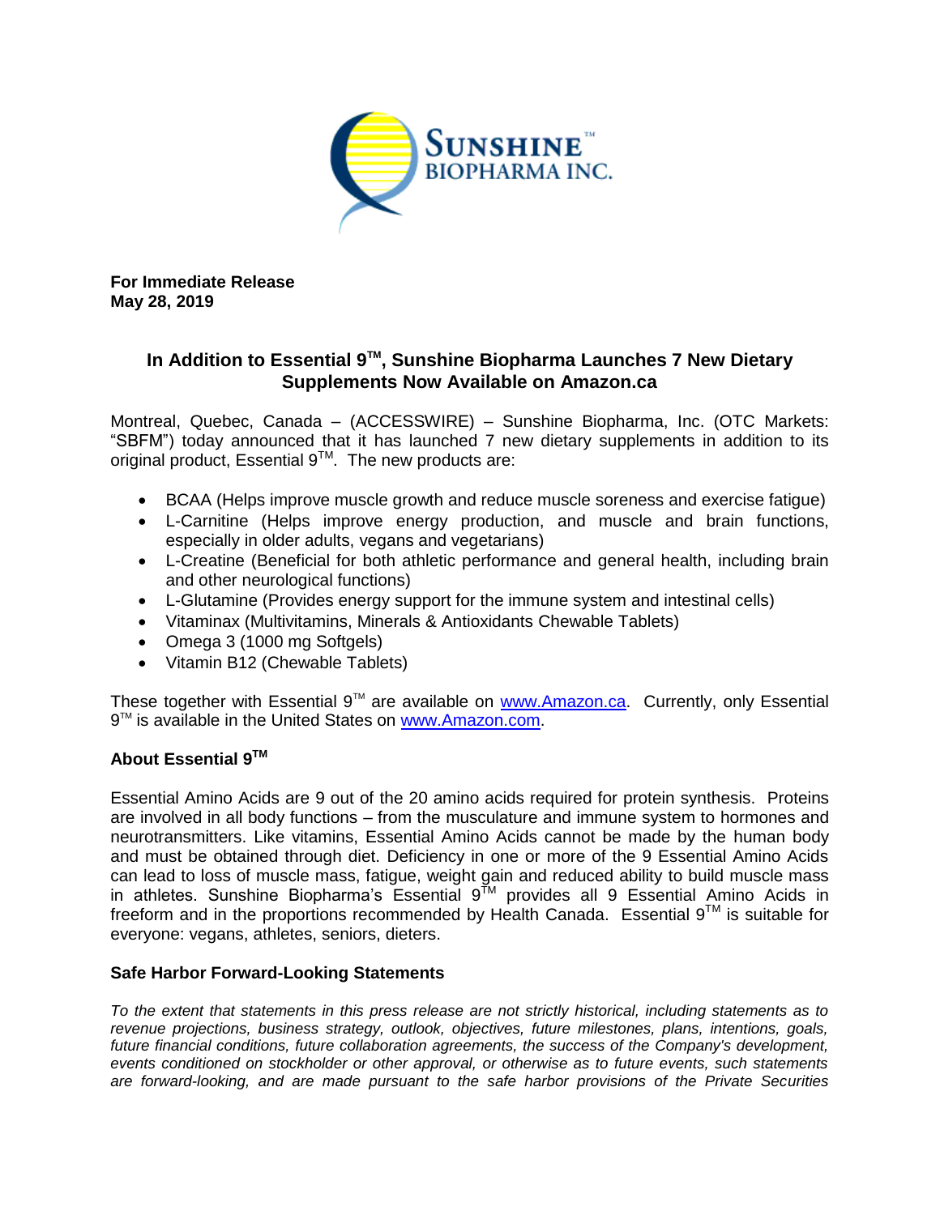**For Immediate Release**
**May 28, 2019**

## In Addition to Essential 9™, Sunshine Biopharma Launches 7 New Dietary Supplements Now Available on Amazon.ca

Montreal, Quebec, Canada – (ACCESSWIRE) – Sunshine Biopharma, Inc. (OTC Markets: "SBFM") today announced that it has launched 7 new dietary supplements in addition to its original product, Essential 9™. The new products are:

- BCAA (Helps improve muscle growth and reduce muscle soreness and exercise fatigue)
- L-Carnitine (Helps improve energy production, and muscle and brain functions, especially in older adults, vegans and vegetarians)
- L-Creatine (Beneficial for both athletic performance and general health, including brain and other neurological functions)
- L-Glutamine (Provides energy support for the immune system and intestinal cells)
- Vitaminax (Multivitamins, Minerals & Antioxidants Chewable Tablets)
- Omega 3 (1000 mg Softgels)
- Vitamin B12 (Chewable Tablets)

These together with Essential 9™ are available on www.Amazon.ca. Currently, only Essential 9™ is available in the United States on www.Amazon.com.

### About Essential 9™

Essential Amino Acids are 9 out of the 20 amino acids required for protein synthesis. Proteins are involved in all body functions – from the musculature and immune system to hormones and neurotransmitters. Like vitamins, Essential Amino Acids cannot be made by the human body and must be obtained through diet. Deficiency in one or more of the 9 Essential Amino Acids can lead to loss of muscle mass, fatigue, weight gain and reduced ability to build muscle mass in athletes. Sunshine Biopharma's Essential 9™ provides all 9 Essential Amino Acids in freeform and in the proportions recommended by Health Canada. Essential 9™ is suitable for everyone: vegans, athletes, seniors, dieters.

### Safe Harbor Forward-Looking Statements

*To the extent that statements in this press release are not strictly historical, including statements as to revenue projections, business strategy, outlook, objectives, future milestones, plans, intentions, goals, future financial conditions, future collaboration agreements, the success of the Company's development, events conditioned on stockholder or other approval, or otherwise as to future events, such statements are forward-looking, and are made pursuant to the safe harbor provisions of the Private Securities*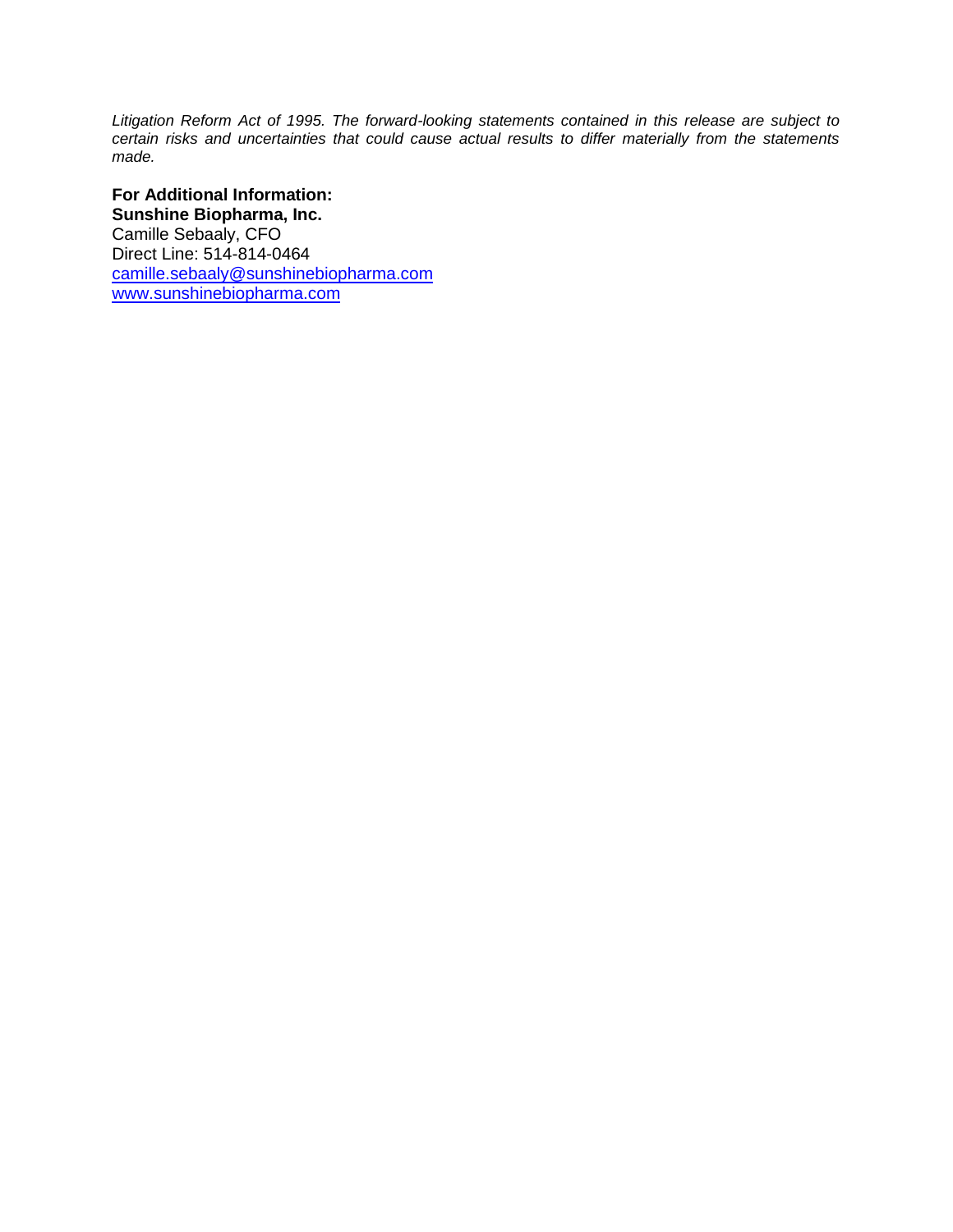*Litigation Reform Act of 1995. The forward-looking statements contained in this release are subject to certain risks and uncertainties that could cause actual results to differ materially from the statements made.*

**For Additional Information:**
**Sunshine Biopharma, Inc.**
Camille Sebaaly, CFO
Direct Line: 514-814-0464
camille.sebaaly@sunshinebiopharma.com
www.sunshinebiopharma.com